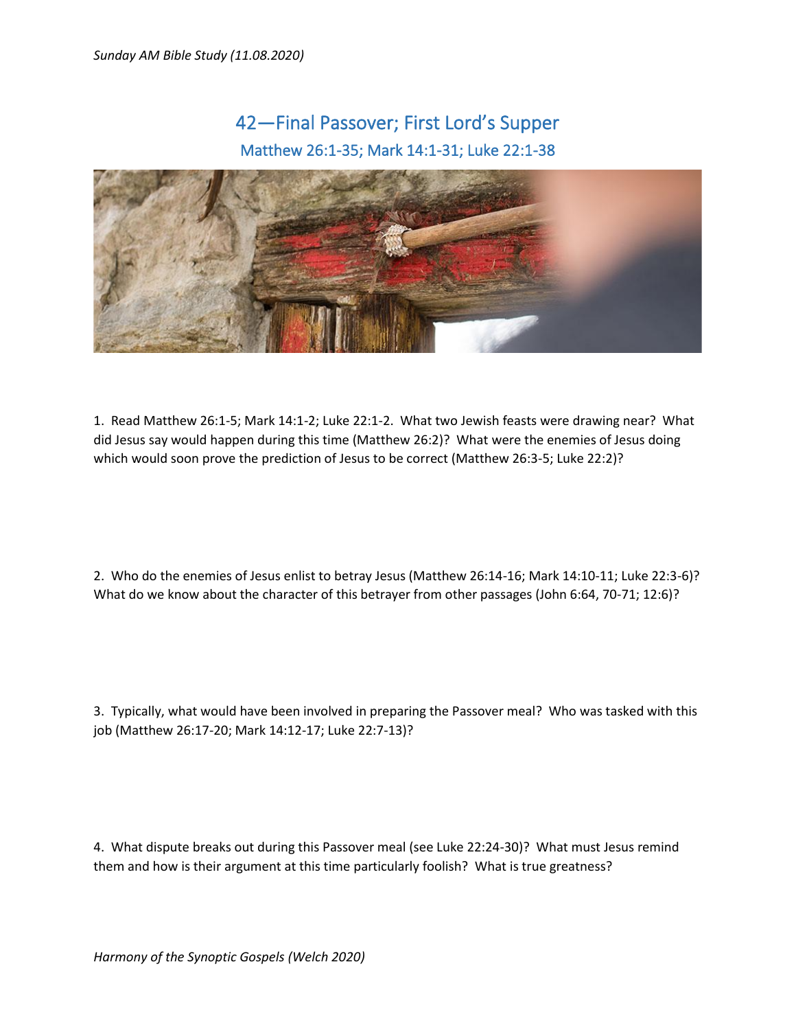# 42—Final Passover; First Lord's Supper

## Matthew 26:1-35; Mark 14:1-31; Luke 22:1-38

1. Read Matthew 26:1-5; Mark 14:1-2; Luke 22:1-2. What two Jewish feasts were drawing near? What did Jesus say would happen during this time (Matthew 26:2)? What were the enemies of Jesus doing which would soon prove the prediction of Jesus to be correct (Matthew 26:3-5; Luke 22:2)?

2. Who do the enemies of Jesus enlist to betray Jesus (Matthew 26:14-16; Mark 14:10-11; Luke 22:3-6)? What do we know about the character of this betrayer from other passages (John 6:64, 70-71; 12:6)?

3. Typically, what would have been involved in preparing the Passover meal? Who was tasked with this job (Matthew 26:17-20; Mark 14:12-17; Luke 22:7-13)?

4. What dispute breaks out during this Passover meal (see Luke 22:24-30)? What must Jesus remind them and how is their argument at this time particularly foolish? What is true greatness?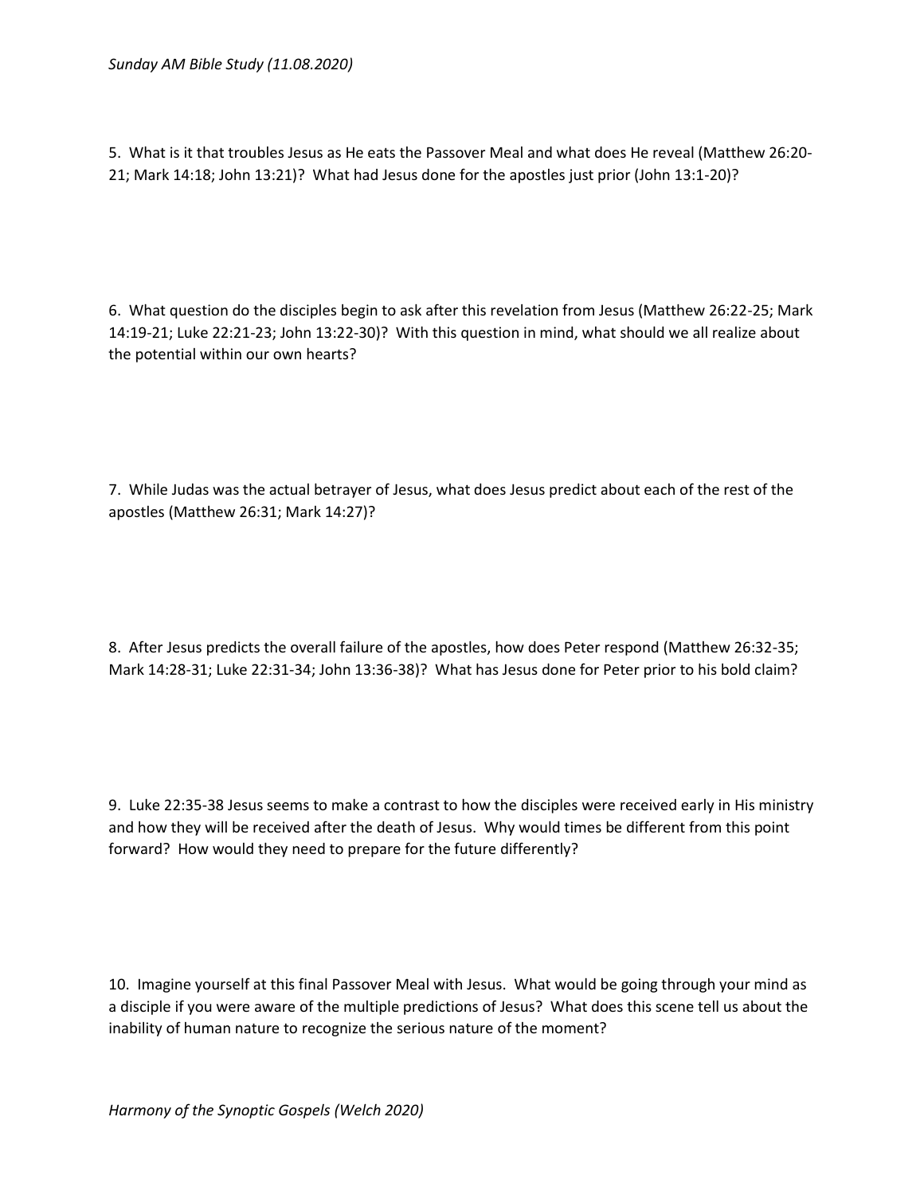5. What is it that troubles Jesus as He eats the Passover Meal and what does He reveal (Matthew 26:20-21; Mark 14:18; John 13:21)? What had Jesus done for the apostles just prior (John 13:1-20)?

6. What question do the disciples begin to ask after this revelation from Jesus (Matthew 26:22-25; Mark 14:19-21; Luke 22:21-23; John 13:22-30)? With this question in mind, what should we all realize about the potential within our own hearts?

7. While Judas was the actual betrayer of Jesus, what does Jesus predict about each of the rest of the apostles (Matthew 26:31; Mark 14:27)?

8. After Jesus predicts the overall failure of the apostles, how does Peter respond (Matthew 26:32-35; Mark 14:28-31; Luke 22:31-34; John 13:36-38)? What has Jesus done for Peter prior to his bold claim?

9. Luke 22:35-38 Jesus seems to make a contrast to how the disciples were received early in His ministry and how they will be received after the death of Jesus. Why would times be different from this point forward? How would they need to prepare for the future differently?

10. Imagine yourself at this final Passover Meal with Jesus. What would be going through your mind as a disciple if you were aware of the multiple predictions of Jesus? What does this scene tell us about the inability of human nature to recognize the serious nature of the moment?